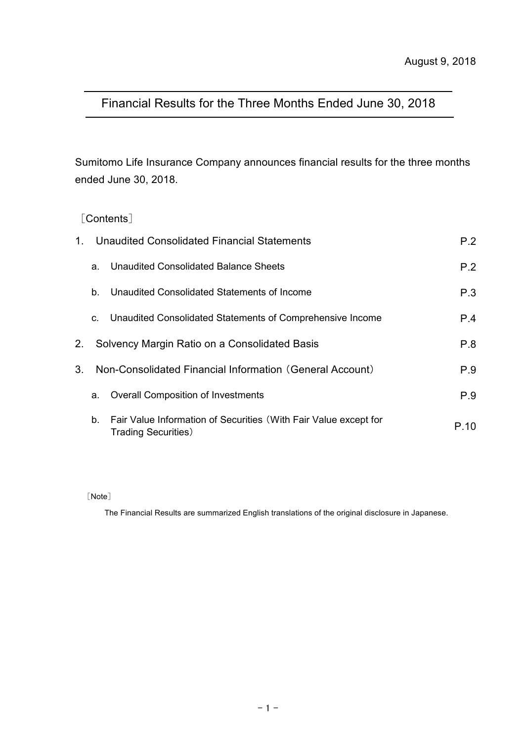August 9, 2018

# Financial Results for the Three Months Ended June 30, 2018

Sumitomo Life Insurance Company announces financial results for the three months ended June 30, 2018.

［Contents］

| | | |
|---|---|---|
| 1. | Unaudited Consolidated Financial Statements | P.2 |
| | a. Unaudited Consolidated Balance Sheets | P.2 |
| | b. Unaudited Consolidated Statements of Income | P.3 |
| | c. Unaudited Consolidated Statements of Comprehensive Income | P.4 |
| 2. | Solvency Margin Ratio on a Consolidated Basis | P.8 |
| 3. | Non-Consolidated Financial Information（General Account） | P.9 |
| | a. Overall Composition of Investments | P.9 |
| | b. Fair Value Information of Securities（With Fair Value except for Trading Securities） | P.10 |

［Note］

The Financial Results are summarized English translations of the original disclosure in Japanese.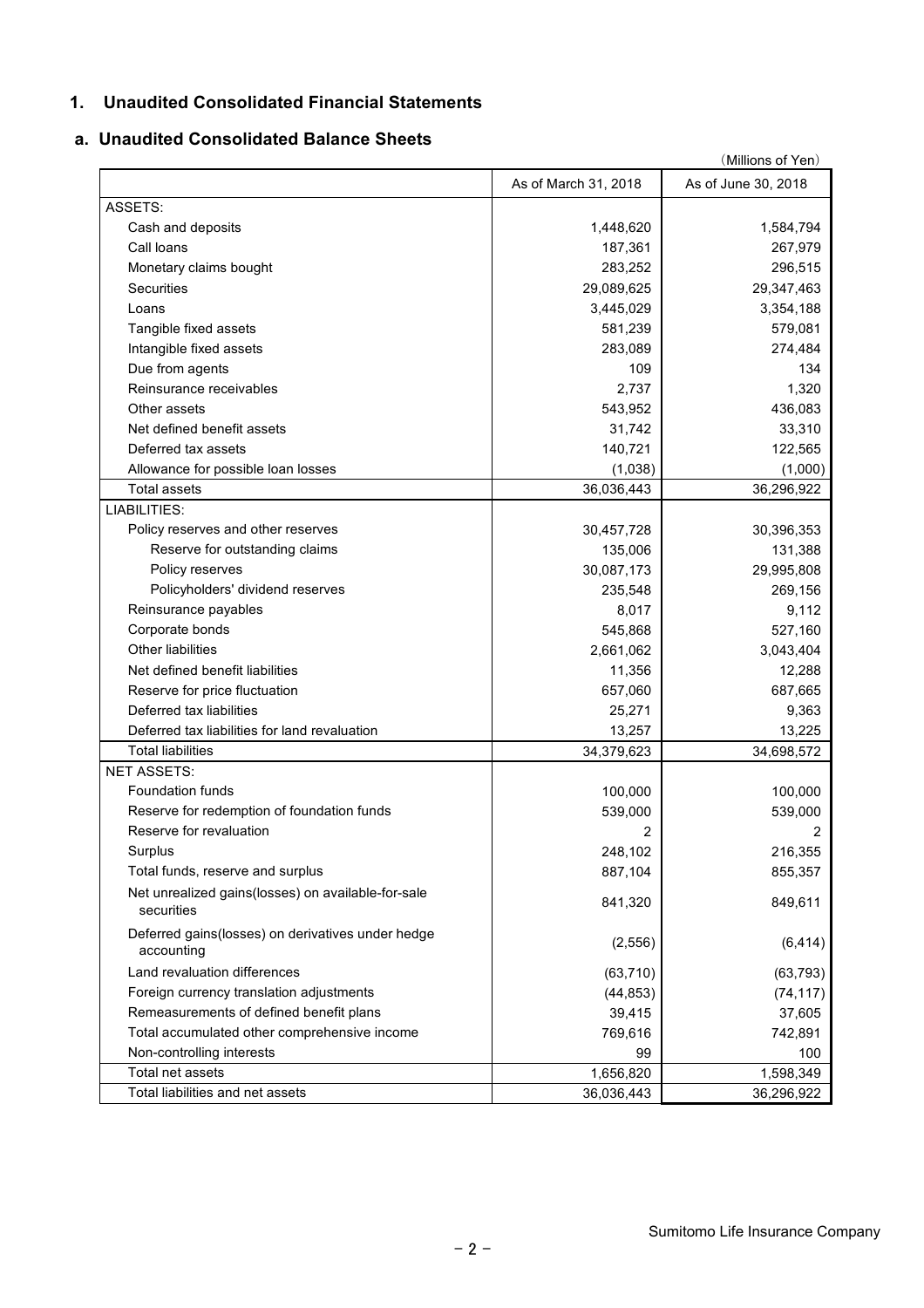## 1. Unaudited Consolidated Financial Statements

### a. Unaudited Consolidated Balance Sheets

(Millions of Yen)

| | As of March 31, 2018 | As of June 30, 2018 |
|---|---|---|
| ASSETS: | | |
| Cash and deposits | 1,448,620 | 1,584,794 |
| Call loans | 187,361 | 267,979 |
| Monetary claims bought | 283,252 | 296,515 |
| Securities | 29,089,625 | 29,347,463 |
| Loans | 3,445,029 | 3,354,188 |
| Tangible fixed assets | 581,239 | 579,081 |
| Intangible fixed assets | 283,089 | 274,484 |
| Due from agents | 109 | 134 |
| Reinsurance receivables | 2,737 | 1,320 |
| Other assets | 543,952 | 436,083 |
| Net defined benefit assets | 31,742 | 33,310 |
| Deferred tax assets | 140,721 | 122,565 |
| Allowance for possible loan losses | (1,038) | (1,000) |
| Total assets | 36,036,443 | 36,296,922 |
| LIABILITIES: | | |
| Policy reserves and other reserves | 30,457,728 | 30,396,353 |
| Reserve for outstanding claims | 135,006 | 131,388 |
| Policy reserves | 30,087,173 | 29,995,808 |
| Policyholders' dividend reserves | 235,548 | 269,156 |
| Reinsurance payables | 8,017 | 9,112 |
| Corporate bonds | 545,868 | 527,160 |
| Other liabilities | 2,661,062 | 3,043,404 |
| Net defined benefit liabilities | 11,356 | 12,288 |
| Reserve for price fluctuation | 657,060 | 687,665 |
| Deferred tax liabilities | 25,271 | 9,363 |
| Deferred tax liabilities for land revaluation | 13,257 | 13,225 |
| Total liabilities | 34,379,623 | 34,698,572 |
| NET ASSETS: | | |
| Foundation funds | 100,000 | 100,000 |
| Reserve for redemption of foundation funds | 539,000 | 539,000 |
| Reserve for revaluation | 2 | 2 |
| Surplus | 248,102 | 216,355 |
| Total funds, reserve and surplus | 887,104 | 855,357 |
| Net unrealized gains(losses) on available-for-sale securities | 841,320 | 849,611 |
| Deferred gains(losses) on derivatives under hedge accounting | (2,556) | (6,414) |
| Land revaluation differences | (63,710) | (63,793) |
| Foreign currency translation adjustments | (44,853) | (74,117) |
| Remeasurements of defined benefit plans | 39,415 | 37,605 |
| Total accumulated other comprehensive income | 769,616 | 742,891 |
| Non-controlling interests | 99 | 100 |
| Total net assets | 1,656,820 | 1,598,349 |
| Total liabilities and net assets | 36,036,443 | 36,296,922 |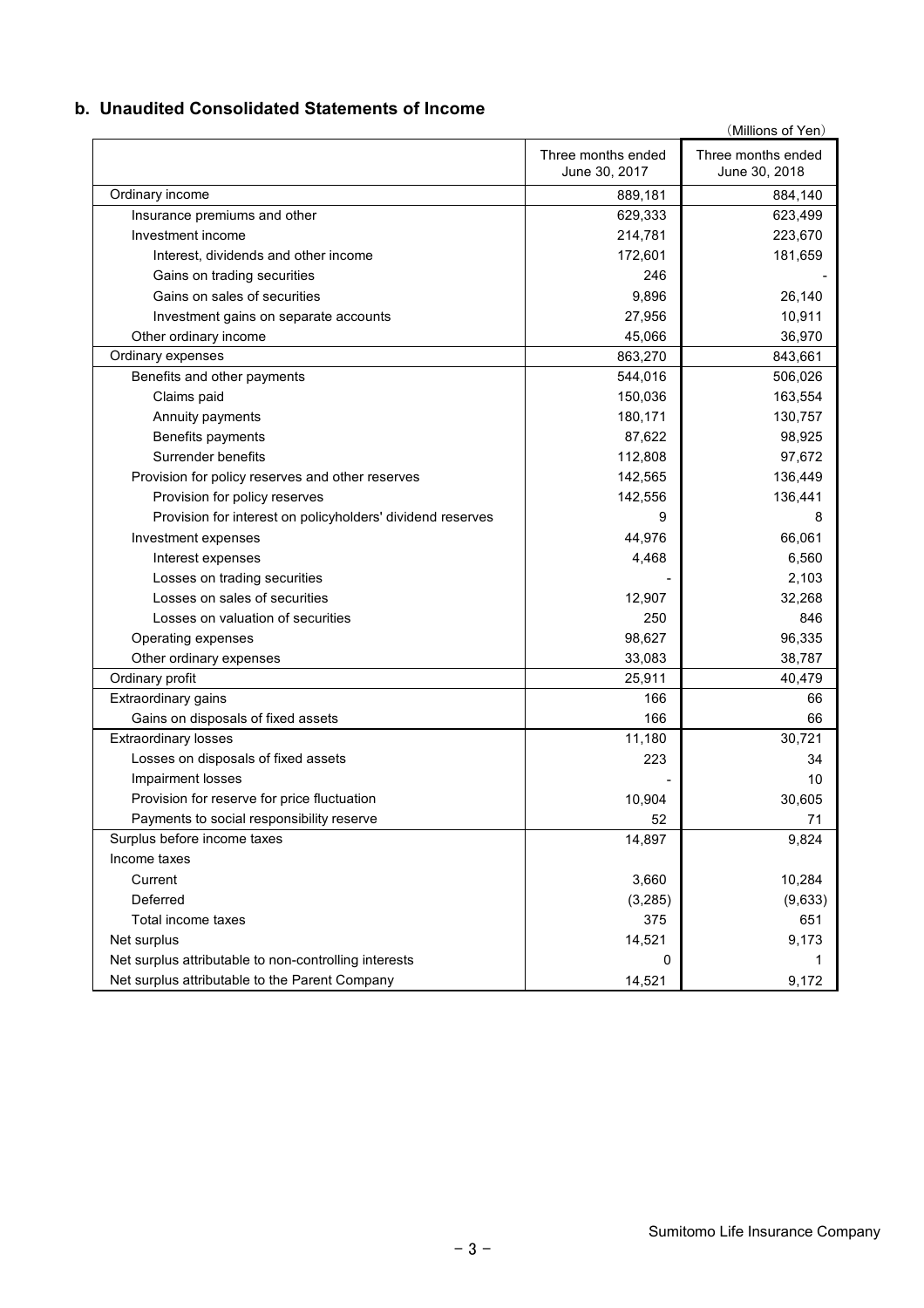## b. Unaudited Consolidated Statements of Income

(Millions of Yen)

| | Three months ended June 30, 2017 | Three months ended June 30, 2018 |
|---|---|---|
| Ordinary income | 889,181 | 884,140 |
| Insurance premiums and other | 629,333 | 623,499 |
| Investment income | 214,781 | 223,670 |
| Interest, dividends and other income | 172,601 | 181,659 |
| Gains on trading securities | 246 | - |
| Gains on sales of securities | 9,896 | 26,140 |
| Investment gains on separate accounts | 27,956 | 10,911 |
| Other ordinary income | 45,066 | 36,970 |
| Ordinary expenses | 863,270 | 843,661 |
| Benefits and other payments | 544,016 | 506,026 |
| Claims paid | 150,036 | 163,554 |
| Annuity payments | 180,171 | 130,757 |
| Benefits payments | 87,622 | 98,925 |
| Surrender benefits | 112,808 | 97,672 |
| Provision for policy reserves and other reserves | 142,565 | 136,449 |
| Provision for policy reserves | 142,556 | 136,441 |
| Provision for interest on policyholders' dividend reserves | 9 | 8 |
| Investment expenses | 44,976 | 66,061 |
| Interest expenses | 4,468 | 6,560 |
| Losses on trading securities | - | 2,103 |
| Losses on sales of securities | 12,907 | 32,268 |
| Losses on valuation of securities | 250 | 846 |
| Operating expenses | 98,627 | 96,335 |
| Other ordinary expenses | 33,083 | 38,787 |
| Ordinary profit | 25,911 | 40,479 |
| Extraordinary gains | 166 | 66 |
| Gains on disposals of fixed assets | 166 | 66 |
| Extraordinary losses | 11,180 | 30,721 |
| Losses on disposals of fixed assets | 223 | 34 |
| Impairment losses | - | 10 |
| Provision for reserve for price fluctuation | 10,904 | 30,605 |
| Payments to social responsibility reserve | 52 | 71 |
| Surplus before income taxes | 14,897 | 9,824 |
| Income taxes | | |
| Current | 3,660 | 10,284 |
| Deferred | (3,285) | (9,633) |
| Total income taxes | 375 | 651 |
| Net surplus | 14,521 | 9,173 |
| Net surplus attributable to non-controlling interests | 0 | 1 |
| Net surplus attributable to the Parent Company | 14,521 | 9,172 |

Sumitomo Life Insurance Company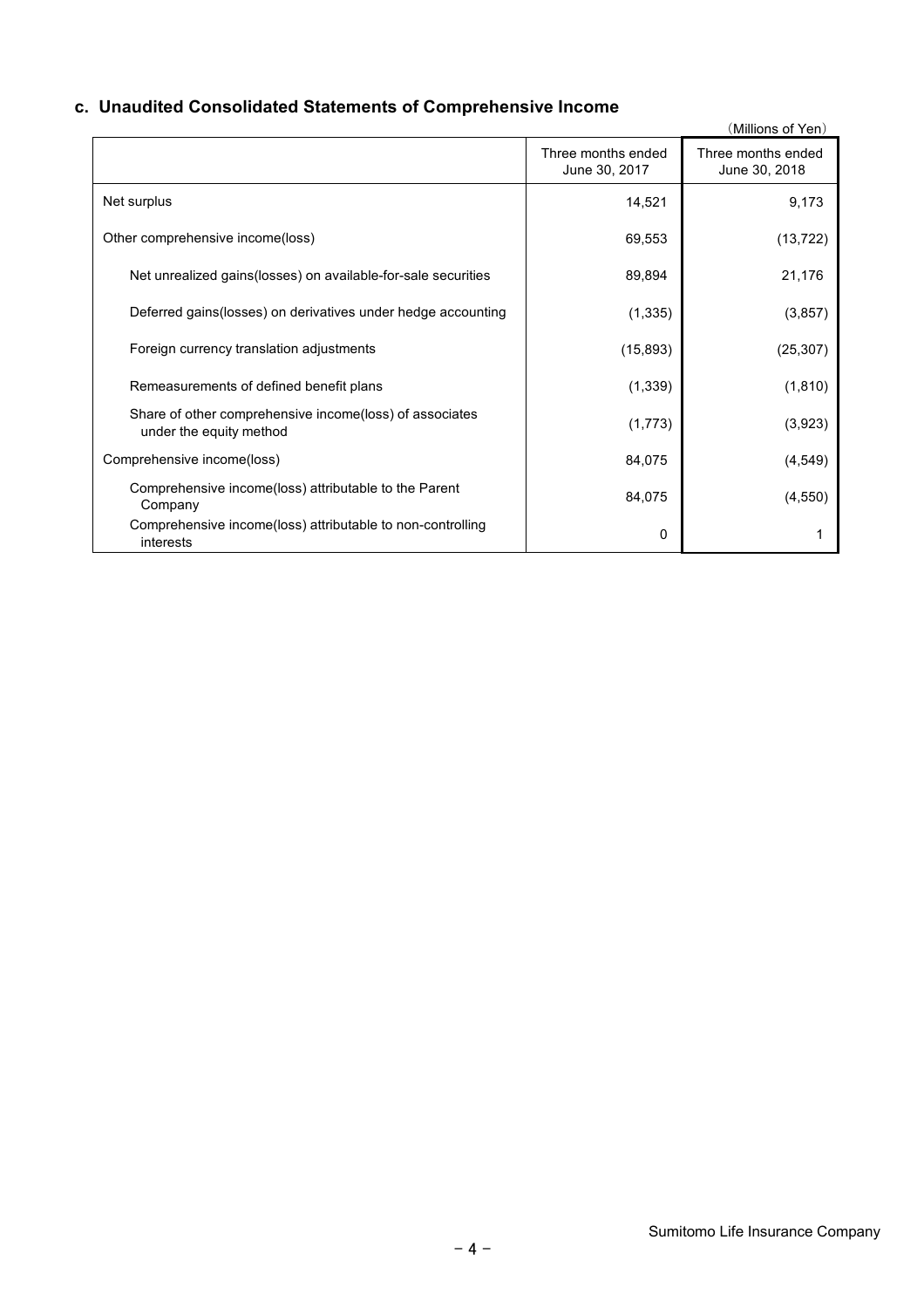### c. Unaudited Consolidated Statements of Comprehensive Income

(Millions of Yen)

| | Three months ended June 30, 2017 | Three months ended June 30, 2018 |
|---|---|---|
| Net surplus | 14,521 | 9,173 |
| Other comprehensive income(loss) | 69,553 | (13,722) |
| Net unrealized gains(losses) on available-for-sale securities | 89,894 | 21,176 |
| Deferred gains(losses) on derivatives under hedge accounting | (1,335) | (3,857) |
| Foreign currency translation adjustments | (15,893) | (25,307) |
| Remeasurements of defined benefit plans | (1,339) | (1,810) |
| Share of other comprehensive income(loss) of associates under the equity method | (1,773) | (3,923) |
| Comprehensive income(loss) | 84,075 | (4,549) |
| Comprehensive income(loss) attributable to the Parent Company | 84,075 | (4,550) |
| Comprehensive income(loss) attributable to non-controlling interests | 0 | 1 |

Sumitomo Life Insurance Company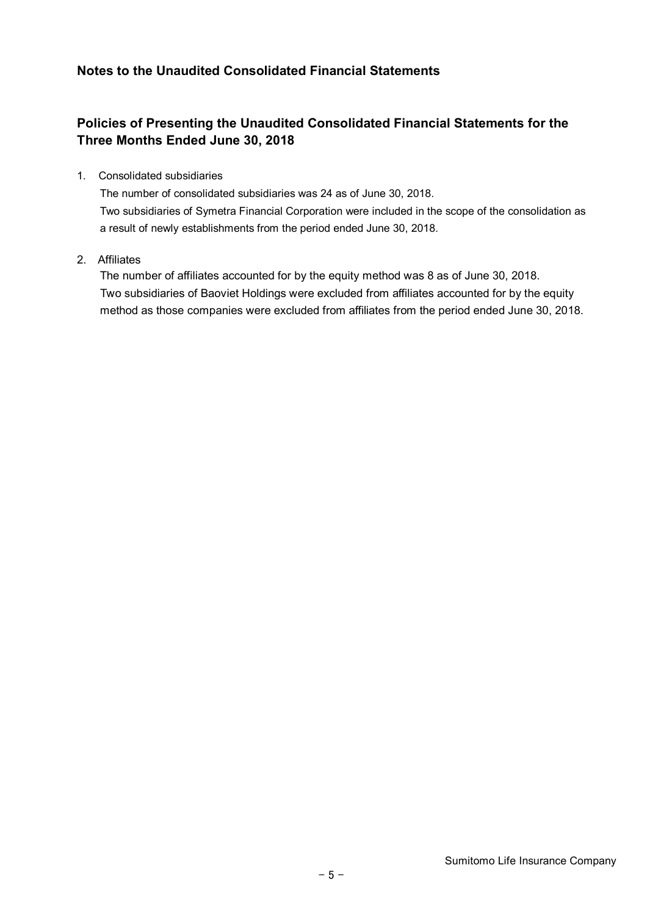## Notes to the Unaudited Consolidated Financial Statements

## Policies of Presenting the Unaudited Consolidated Financial Statements for the Three Months Ended June 30, 2018

1. Consolidated subsidiaries

   The number of consolidated subsidiaries was 24 as of June 30, 2018.
   Two subsidiaries of Symetra Financial Corporation were included in the scope of the consolidation as a result of newly establishments from the period ended June 30, 2018.

2. Affiliates

   The number of affiliates accounted for by the equity method was 8 as of June 30, 2018.
   Two subsidiaries of Baoviet Holdings were excluded from affiliates accounted for by the equity method as those companies were excluded from affiliates from the period ended June 30, 2018.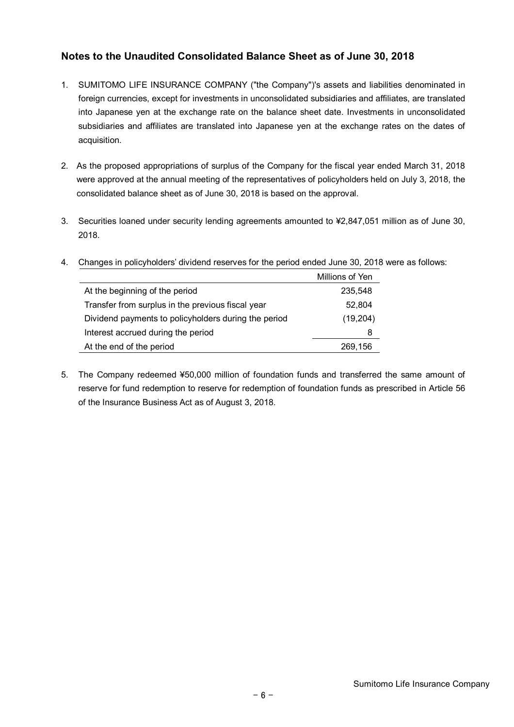## Notes to the Unaudited Consolidated Balance Sheet as of June 30, 2018

1. SUMITOMO LIFE INSURANCE COMPANY ("the Company")'s assets and liabilities denominated in foreign currencies, except for investments in unconsolidated subsidiaries and affiliates, are translated into Japanese yen at the exchange rate on the balance sheet date. Investments in unconsolidated subsidiaries and affiliates are translated into Japanese yen at the exchange rates on the dates of acquisition.

2. As the proposed appropriations of surplus of the Company for the fiscal year ended March 31, 2018 were approved at the annual meeting of the representatives of policyholders held on July 3, 2018, the consolidated balance sheet as of June 30, 2018 is based on the approval.

3. Securities loaned under security lending agreements amounted to ¥2,847,051 million as of June 30, 2018.

4. Changes in policyholders' dividend reserves for the period ended June 30, 2018 were as follows:

| | Millions of Yen |
|---|---|
| At the beginning of the period | 235,548 |
| Transfer from surplus in the previous fiscal year | 52,804 |
| Dividend payments to policyholders during the period | (19,204) |
| Interest accrued during the period | 8 |
| At the end of the period | 269,156 |

5. The Company redeemed ¥50,000 million of foundation funds and transferred the same amount of reserve for fund redemption to reserve for redemption of foundation funds as prescribed in Article 56 of the Insurance Business Act as of August 3, 2018.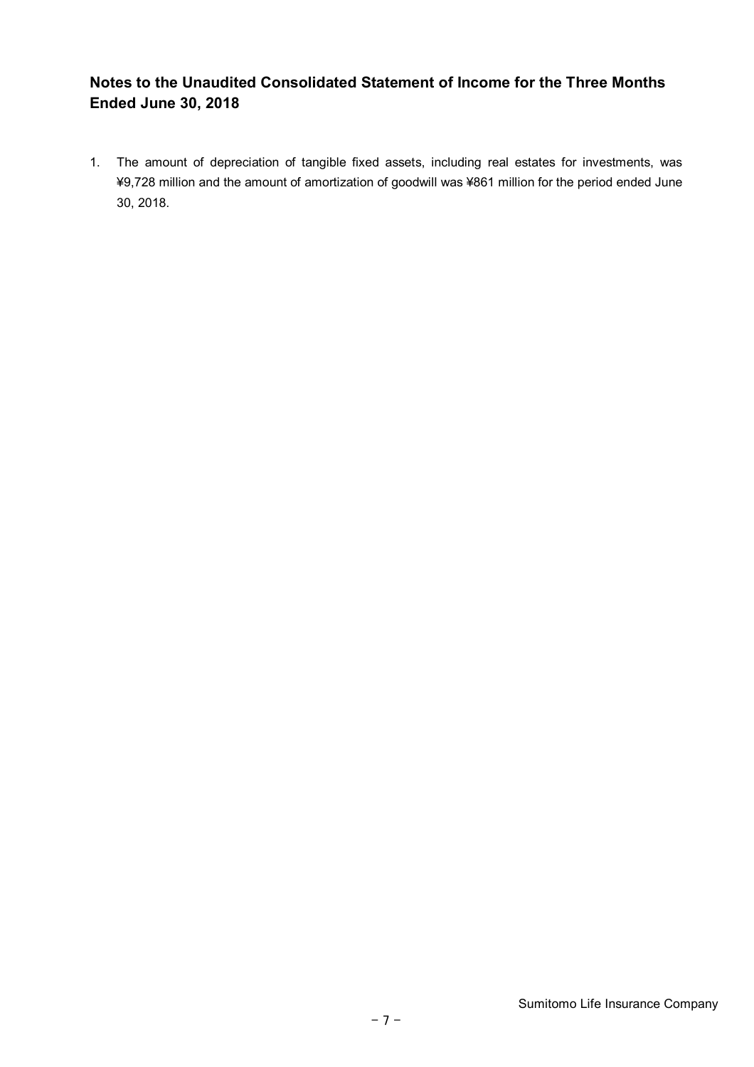## Notes to the Unaudited Consolidated Statement of Income for the Three Months Ended June 30, 2018

1. The amount of depreciation of tangible fixed assets, including real estates for investments, was ¥9,728 million and the amount of amortization of goodwill was ¥861 million for the period ended June 30, 2018.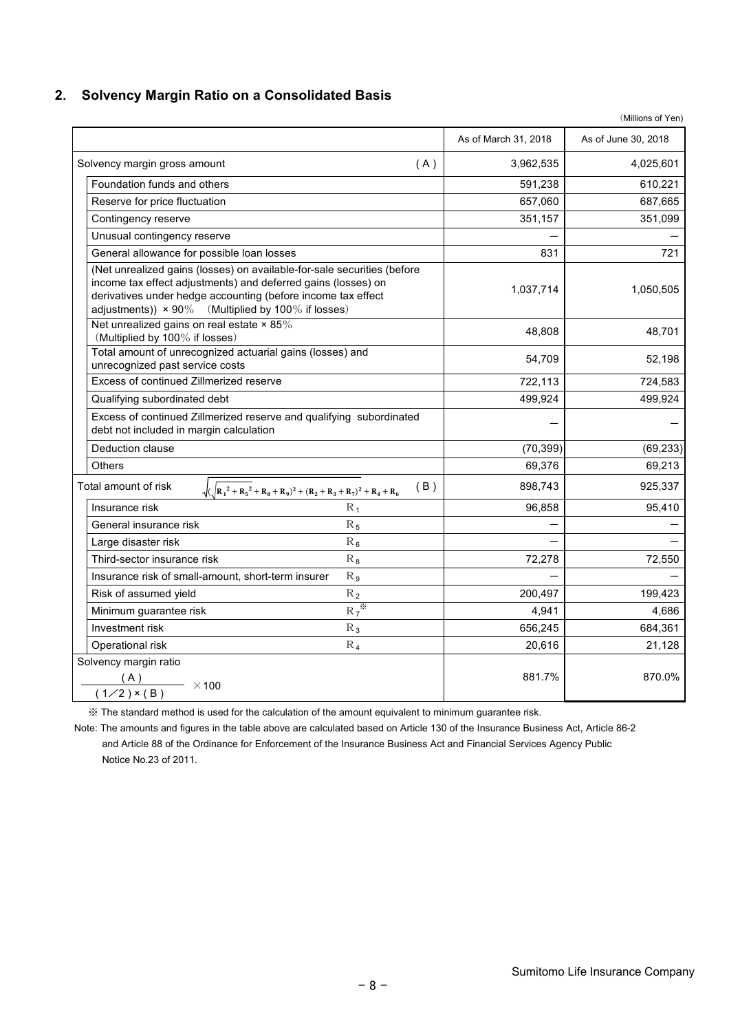## 2. Solvency Margin Ratio on a Consolidated Basis

（Millions of Yen）

| | | As of March 31, 2018 | As of June 30, 2018 |
|---|---|---|---|
| Solvency margin gross amount | (A) | 3,962,535 | 4,025,601 |
| Foundation funds and others | | 591,238 | 610,221 |
| Reserve for price fluctuation | | 657,060 | 687,665 |
| Contingency reserve | | 351,157 | 351,099 |
| Unusual contingency reserve | | － | － |
| General allowance for possible loan losses | | 831 | 721 |
| (Net unrealized gains (losses) on available-for-sale securities (before income tax effect adjustments) and deferred gains (losses) on derivatives under hedge accounting (before income tax effect adjustments)) × 90％ （Multiplied by 100％ if losses） | | 1,037,714 | 1,050,505 |
| Net unrealized gains on real estate × 85％ （Multiplied by 100％ if losses） | | 48,808 | 48,701 |
| Total amount of unrecognized actuarial gains (losses) and unrecognized past service costs | | 54,709 | 52,198 |
| Excess of continued Zillmerized reserve | | 722,113 | 724,583 |
| Qualifying subordinated debt | | 499,924 | 499,924 |
| Excess of continued Zillmerized reserve and qualifying subordinated debt not included in margin calculation | | － | － |
| Deduction clause | | (70,399) | (69,233) |
| Others | | 69,376 | 69,213 |
| Total amount of risk $\sqrt{(\sqrt{R_1^2 + R_5^2} + R_8 + R_9)^2 + (R_2 + R_3 + R_7)^2} + R_4 + R_6$ | (B) | 898,743 | 925,337 |
| Insurance risk | $R_1$ | 96,858 | 95,410 |
| General insurance risk | $R_5$ | － | － |
| Large disaster risk | $R_6$ | － | － |
| Third-sector insurance risk | $R_8$ | 72,278 | 72,550 |
| Insurance risk of small-amount, short-term insurer | $R_9$ | － | － |
| Risk of assumed yield | $R_2$ | 200,497 | 199,423 |
| Minimum guarantee risk | $R_7$※ | 4,941 | 4,686 |
| Investment risk | $R_3$ | 656,245 | 684,361 |
| Operational risk | $R_4$ | 20,616 | 21,128 |
| Solvency margin ratio $\dfrac{(A)}{(1/2) \times (B)} \times 100$ | | 881.7% | 870.0% |

※ The standard method is used for the calculation of the amount equivalent to minimum guarantee risk.

Note: The amounts and figures in the table above are calculated based on Article 130 of the Insurance Business Act, Article 86-2 and Article 88 of the Ordinance for Enforcement of the Insurance Business Act and Financial Services Agency Public Notice No.23 of 2011.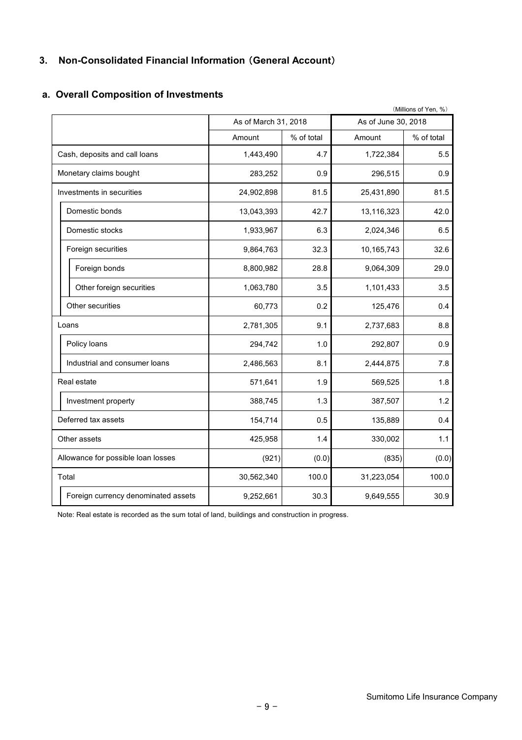## 3. Non-Consolidated Financial Information（General Account）

### a. Overall Composition of Investments

（Millions of Yen, %）

| | As of March 31, 2018 | | As of June 30, 2018 | |
|---|---|---|---|---|
| | Amount | % of total | Amount | % of total |
| Cash, deposits and call loans | 1,443,490 | 4.7 | 1,722,384 | 5.5 |
| Monetary claims bought | 283,252 | 0.9 | 296,515 | 0.9 |
| Investments in securities | 24,902,898 | 81.5 | 25,431,890 | 81.5 |
| Domestic bonds | 13,043,393 | 42.7 | 13,116,323 | 42.0 |
| Domestic stocks | 1,933,967 | 6.3 | 2,024,346 | 6.5 |
| Foreign securities | 9,864,763 | 32.3 | 10,165,743 | 32.6 |
| Foreign bonds | 8,800,982 | 28.8 | 9,064,309 | 29.0 |
| Other foreign securities | 1,063,780 | 3.5 | 1,101,433 | 3.5 |
| Other securities | 60,773 | 0.2 | 125,476 | 0.4 |
| Loans | 2,781,305 | 9.1 | 2,737,683 | 8.8 |
| Policy loans | 294,742 | 1.0 | 292,807 | 0.9 |
| Industrial and consumer loans | 2,486,563 | 8.1 | 2,444,875 | 7.8 |
| Real estate | 571,641 | 1.9 | 569,525 | 1.8 |
| Investment property | 388,745 | 1.3 | 387,507 | 1.2 |
| Deferred tax assets | 154,714 | 0.5 | 135,889 | 0.4 |
| Other assets | 425,958 | 1.4 | 330,002 | 1.1 |
| Allowance for possible loan losses | (921) | (0.0) | (835) | (0.0) |
| Total | 30,562,340 | 100.0 | 31,223,054 | 100.0 |
| Foreign currency denominated assets | 9,252,661 | 30.3 | 9,649,555 | 30.9 |

Note: Real estate is recorded as the sum total of land, buildings and construction in progress.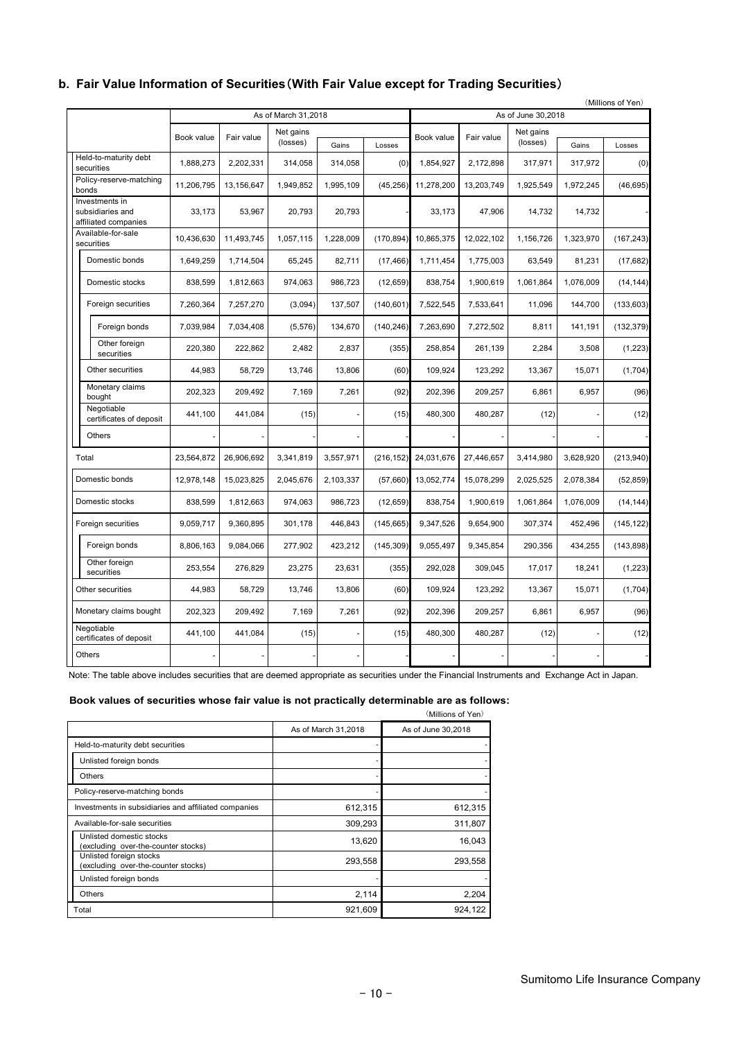## b. Fair Value Information of Securities（With Fair Value except for Trading Securities）

（Millions of Yen）

| | As of March 31,2018 | | | | | As of June 30,2018 | | | | |
|---|---|---|---|---|---|---|---|---|---|---|
| | Book value | Fair value | Net gains (losses) | Gains | Losses | Book value | Fair value | Net gains (losses) | Gains | Losses |
| Held-to-maturity debt securities | 1,888,273 | 2,202,331 | 314,058 | 314,058 | (0) | 1,854,927 | 2,172,898 | 317,971 | 317,972 | (0) |
| Policy-reserve-matching bonds | 11,206,795 | 13,156,647 | 1,949,852 | 1,995,109 | (45,256) | 11,278,200 | 13,203,749 | 1,925,549 | 1,972,245 | (46,695) |
| Investments in subsidiaries and affiliated companies | 33,173 | 53,967 | 20,793 | 20,793 | - | 33,173 | 47,906 | 14,732 | 14,732 | - |
| Available-for-sale securities | 10,436,630 | 11,493,745 | 1,057,115 | 1,228,009 | (170,894) | 10,865,375 | 12,022,102 | 1,156,726 | 1,323,970 | (167,243) |
| Domestic bonds | 1,649,259 | 1,714,504 | 65,245 | 82,711 | (17,466) | 1,711,454 | 1,775,003 | 63,549 | 81,231 | (17,682) |
| Domestic stocks | 838,599 | 1,812,663 | 974,063 | 986,723 | (12,659) | 838,754 | 1,900,619 | 1,061,864 | 1,076,009 | (14,144) |
| Foreign securities | 7,260,364 | 7,257,270 | (3,094) | 137,507 | (140,601) | 7,522,545 | 7,533,641 | 11,096 | 144,700 | (133,603) |
| Foreign bonds | 7,039,984 | 7,034,408 | (5,576) | 134,670 | (140,246) | 7,263,690 | 7,272,502 | 8,811 | 141,191 | (132,379) |
| Other foreign securities | 220,380 | 222,862 | 2,482 | 2,837 | (355) | 258,854 | 261,139 | 2,284 | 3,508 | (1,223) |
| Other securities | 44,983 | 58,729 | 13,746 | 13,806 | (60) | 109,924 | 123,292 | 13,367 | 15,071 | (1,704) |
| Monetary claims bought | 202,323 | 209,492 | 7,169 | 7,261 | (92) | 202,396 | 209,257 | 6,861 | 6,957 | (96) |
| Negotiable certificates of deposit | 441,100 | 441,084 | (15) | - | (15) | 480,300 | 480,287 | (12) | - | (12) |
| Others | - | - | - | - | - | - | - | - | - | - |
| Total | 23,564,872 | 26,906,692 | 3,341,819 | 3,557,971 | (216,152) | 24,031,676 | 27,446,657 | 3,414,980 | 3,628,920 | (213,940) |
| Domestic bonds | 12,978,148 | 15,023,825 | 2,045,676 | 2,103,337 | (57,660) | 13,052,774 | 15,078,299 | 2,025,525 | 2,078,384 | (52,859) |
| Domestic stocks | 838,599 | 1,812,663 | 974,063 | 986,723 | (12,659) | 838,754 | 1,900,619 | 1,061,864 | 1,076,009 | (14,144) |
| Foreign securities | 9,059,717 | 9,360,895 | 301,178 | 446,843 | (145,665) | 9,347,526 | 9,654,900 | 307,374 | 452,496 | (145,122) |
| Foreign bonds | 8,806,163 | 9,084,066 | 277,902 | 423,212 | (145,309) | 9,055,497 | 9,345,854 | 290,356 | 434,255 | (143,898) |
| Other foreign securities | 253,554 | 276,829 | 23,275 | 23,631 | (355) | 292,028 | 309,045 | 17,017 | 18,241 | (1,223) |
| Other securities | 44,983 | 58,729 | 13,746 | 13,806 | (60) | 109,924 | 123,292 | 13,367 | 15,071 | (1,704) |
| Monetary claims bought | 202,323 | 209,492 | 7,169 | 7,261 | (92) | 202,396 | 209,257 | 6,861 | 6,957 | (96) |
| Negotiable certificates of deposit | 441,100 | 441,084 | (15) | - | (15) | 480,300 | 480,287 | (12) | - | (12) |
| Others | - | - | - | - | - | - | - | - | - | - |

Note: The table above includes securities that are deemed appropriate as securities under the Financial Instruments and Exchange Act in Japan.

**Book values of securities whose fair value is not practically determinable are as follows:**

（Millions of Yen）

| | As of March 31,2018 | As of June 30,2018 |
|---|---|---|
| Held-to-maturity debt securities | - | - |
| Unlisted foreign bonds | - | - |
| Others | - | - |
| Policy-reserve-matching bonds | - | - |
| Investments in subsidiaries and affiliated companies | 612,315 | 612,315 |
| Available-for-sale securities | 309,293 | 311,807 |
| Unlisted domestic stocks (excluding over-the-counter stocks) | 13,620 | 16,043 |
| Unlisted foreign stocks (excluding over-the-counter stocks) | 293,558 | 293,558 |
| Unlisted foreign bonds | - | - |
| Others | 2,114 | 2,204 |
| Total | 921,609 | 924,122 |

Sumitomo Life Insurance Company